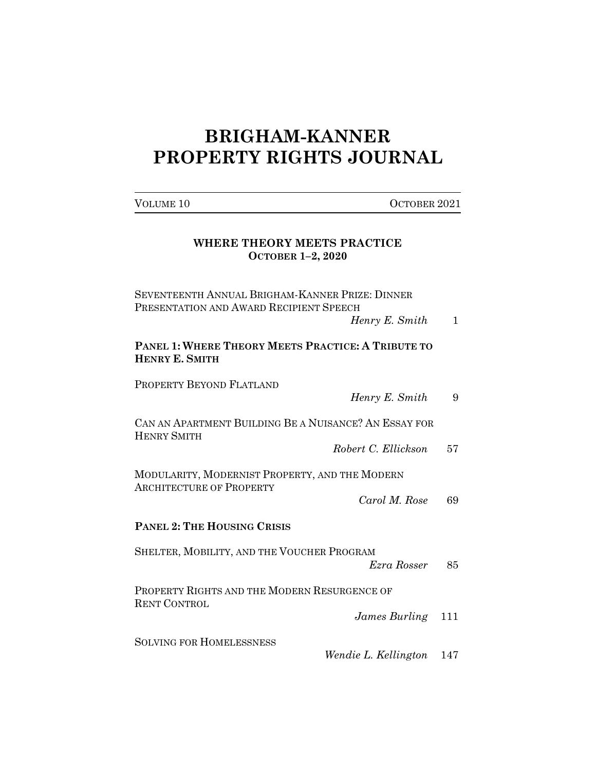# BRIGHAM-KANNER PROPERTY RIGHTS JOURNAL

VOLUME 10 OCTOBER 2021

## WHERE THEORY MEETS PRACTICE
**OCTOBER 1–2, 2020**

SEVENTEENTH ANNUAL BRIGHAM-KANNER PRIZE: DINNER PRESENTATION AND AWARD RECIPIENT SPEECH
*Henry E. Smith* 1

**PANEL 1: WHERE THEORY MEETS PRACTICE: A TRIBUTE TO HENRY E. SMITH**

PROPERTY BEYOND FLATLAND
*Henry E. Smith* 9

CAN AN APARTMENT BUILDING BE A NUISANCE? AN ESSAY FOR HENRY SMITH
*Robert C. Ellickson* 57

MODULARITY, MODERNIST PROPERTY, AND THE MODERN ARCHITECTURE OF PROPERTY
*Carol M. Rose* 69

**PANEL 2: THE HOUSING CRISIS**

SHELTER, MOBILITY, AND THE VOUCHER PROGRAM
*Ezra Rosser* 85

PROPERTY RIGHTS AND THE MODERN RESURGENCE OF RENT CONTROL
*James Burling* 111

SOLVING FOR HOMELESSNESS
*Wendie L. Kellington* 147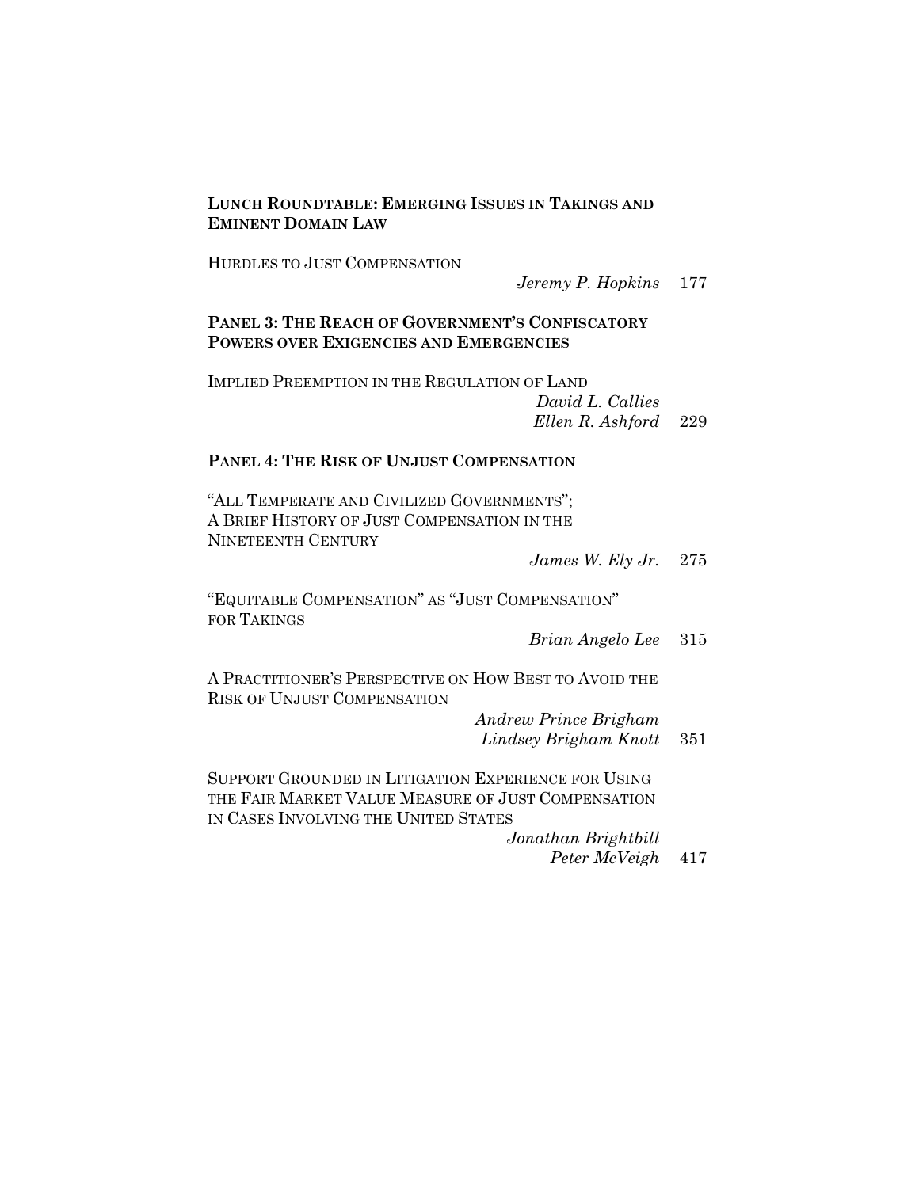**LUNCH ROUNDTABLE: EMERGING ISSUES IN TAKINGS AND EMINENT DOMAIN LAW**

HURDLES TO JUST COMPENSATION
*Jeremy P. Hopkins* 177

**PANEL 3: THE REACH OF GOVERNMENT'S CONFISCATORY POWERS OVER EXIGENCIES AND EMERGENCIES**

IMPLIED PREEMPTION IN THE REGULATION OF LAND
*David L. Callies*
*Ellen R. Ashford* 229

**PANEL 4: THE RISK OF UNJUST COMPENSATION**

"ALL TEMPERATE AND CIVILIZED GOVERNMENTS"; A BRIEF HISTORY OF JUST COMPENSATION IN THE NINETEENTH CENTURY
*James W. Ely Jr.* 275

"EQUITABLE COMPENSATION" AS "JUST COMPENSATION" FOR TAKINGS
*Brian Angelo Lee* 315

A PRACTITIONER'S PERSPECTIVE ON HOW BEST TO AVOID THE RISK OF UNJUST COMPENSATION
*Andrew Prince Brigham*
*Lindsey Brigham Knott* 351

SUPPORT GROUNDED IN LITIGATION EXPERIENCE FOR USING THE FAIR MARKET VALUE MEASURE OF JUST COMPENSATION IN CASES INVOLVING THE UNITED STATES
*Jonathan Brightbill*
*Peter McVeigh* 417